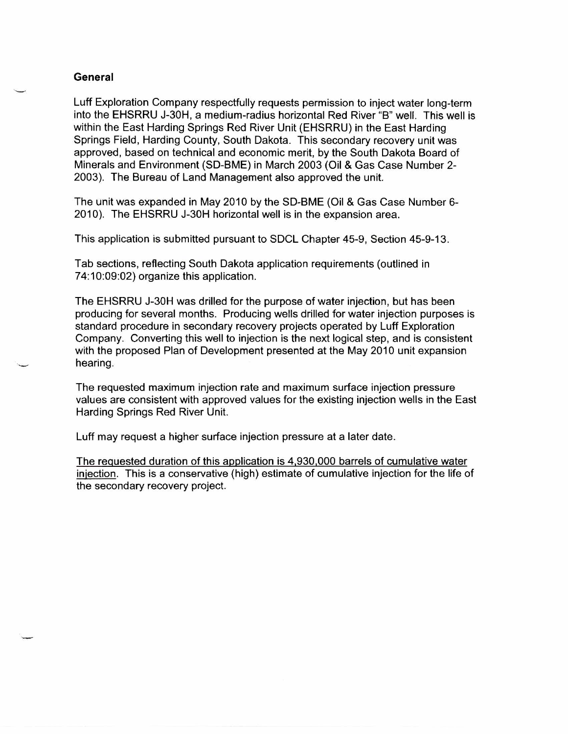## General

Luff Exploration Company respectfully requests permission to inject water long-term into the EHSRRU J-30H, a medium-radius horizontal Red River "B" well. This well is within the East Harding Springs Red River Unit (EHSRRU) in the East Harding Springs Field, Harding County, South Dakota. This secondary recovery unit was approved, based on technical and economic merit, by the South Dakota Board of Minerals and Environment (SD-BME) in March 2003 (Oil & Gas Case Number 2-2003). The Bureau of Land Management also approved the unit.

The unit was expanded in May 2010 by the SD-BME (Oil & Gas Case Number 6-2010). The EHSRRU J-30H horizontal well is in the expansion area.

This application is submitted pursuant to SDCL Chapter 45-9, Section 45-9-13.

Tab sections, reflecting South Dakota application requirements (outlined in 74:10:09:02) organize this application.

The EHSRRU J-30H was drilled for the purpose of water injection, but has been producing for several months. Producing wells drilled for water injection purposes is standard procedure in secondary recovery projects operated by Luff Exploration Company. Converting this well to injection is the next logical step, and is consistent with the proposed Plan of Development presented at the May 2010 unit expansion hearing.

The requested maximum injection rate and maximum surface injection pressure values are consistent with approved values for the existing injection wells in the East Harding Springs Red River Unit.

Luff may request a higher surface injection pressure at a later date.

<u>The requested duration of this application is 4,930,000 barrels of cumulative water injection</u>. This is a conservative (high) estimate of cumulative injection for the life of the secondary recovery project.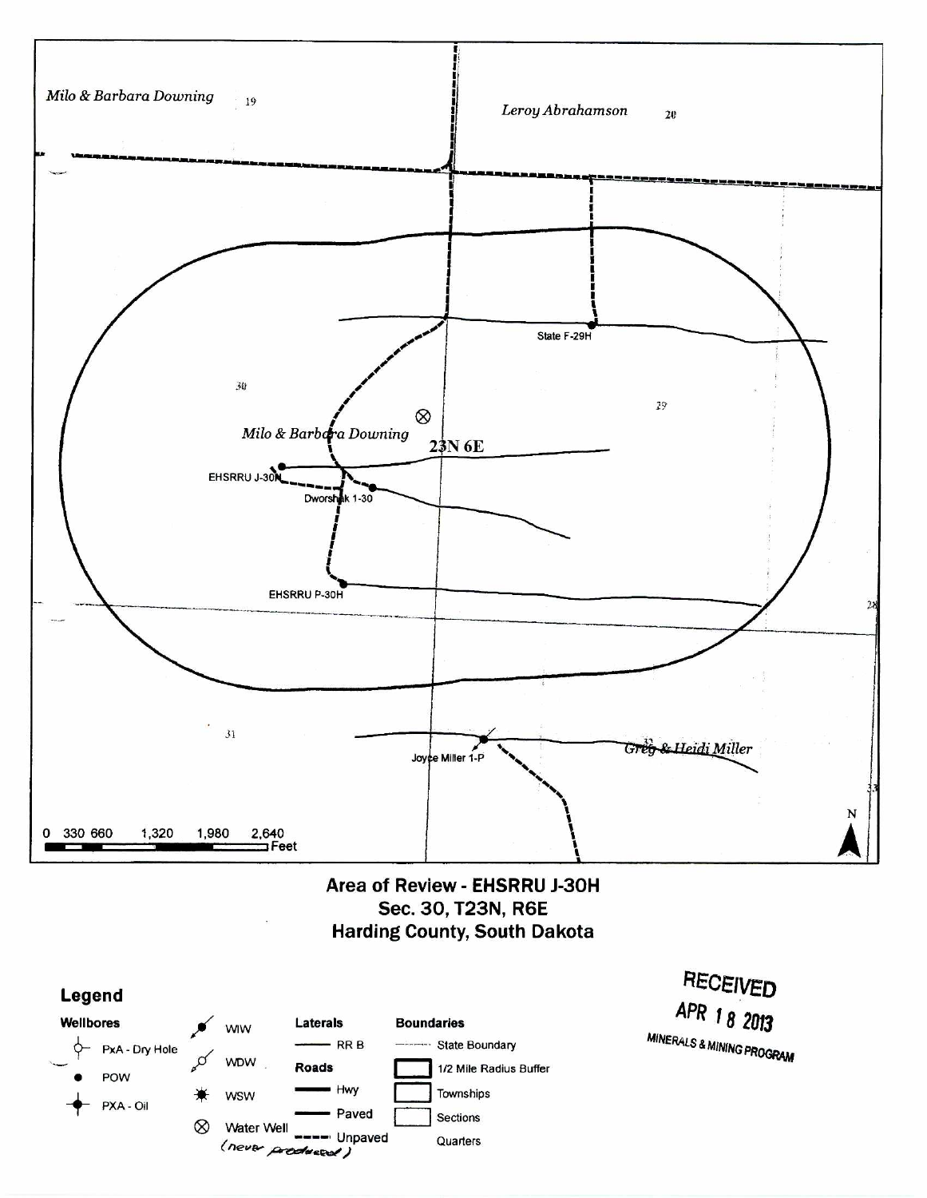Milo & Barbara Downing 19

Leroy Abrahamson 20

State F-29H

30

29

Milo & Barbara Downing

23N 6E

EHSRRU J-30H

Dworshak 1-30

EHSRRU P-30H

28

31

Joyce Miller 1-P

Greg & Heidi Miller

33

0 330 660 1,320 1,980 2,640 Feet

N

**Area of Review - EHSRRU J-30H**
**Sec. 30, T23N, R6E**
**Harding County, South Dakota**

**Legend**

**Wellbores**
- PxA - Dry Hole
- POW
- PXA - Oil
- WIW
- WDW
- WSW
- Water Well (never produced)

**Laterals**
- RR B

**Roads**
- Hwy
- Paved
- Unpaved

**Boundaries**
- State Boundary
- 1/2 Mile Radius Buffer
- Townships
- Sections
- Quarters

RECEIVED
APR 18 2013
MINERALS & MINING PROGRAM